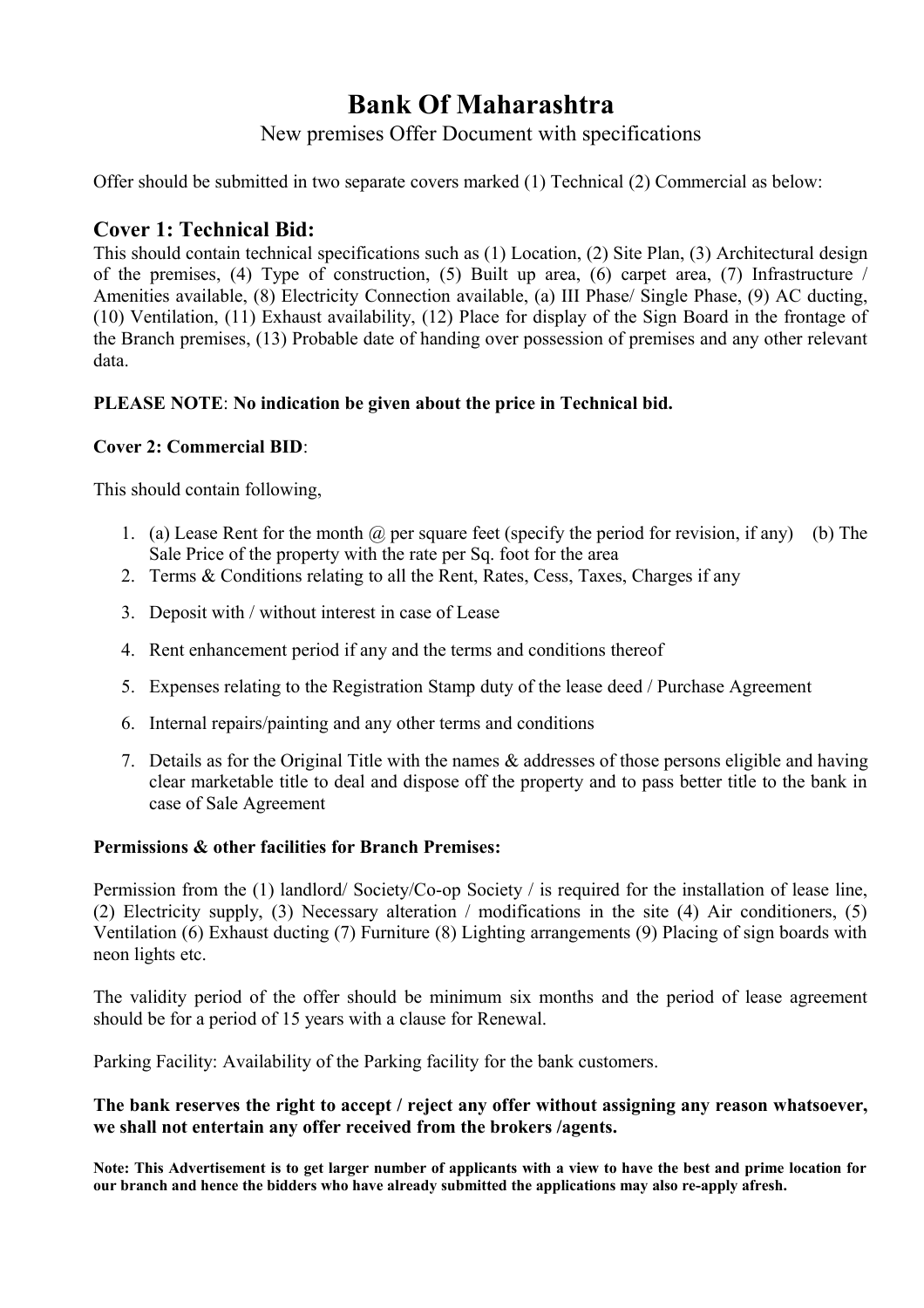# Bank Of Maharashtra

New premises Offer Document with specifications

Offer should be submitted in two separate covers marked (1) Technical (2) Commercial as below:

## Cover 1: Technical Bid:

This should contain technical specifications such as (1) Location, (2) Site Plan, (3) Architectural design of the premises, (4) Type of construction, (5) Built up area, (6) carpet area, (7) Infrastructure / Amenities available, (8) Electricity Connection available, (a) III Phase/ Single Phase, (9) AC ducting, (10) Ventilation, (11) Exhaust availability, (12) Place for display of the Sign Board in the frontage of the Branch premises, (13) Probable date of handing over possession of premises and any other relevant data.

**PLEASE NOTE**: **No indication be given about the price in Technical bid.**

**Cover 2: Commercial BID**:

This should contain following,

1. (a) Lease Rent for the month @ per square feet (specify the period for revision, if any) (b) The Sale Price of the property with the rate per Sq. foot for the area
2. Terms & Conditions relating to all the Rent, Rates, Cess, Taxes, Charges if any
3. Deposit with / without interest in case of Lease
4. Rent enhancement period if any and the terms and conditions thereof
5. Expenses relating to the Registration Stamp duty of the lease deed / Purchase Agreement
6. Internal repairs/painting and any other terms and conditions
7. Details as for the Original Title with the names & addresses of those persons eligible and having clear marketable title to deal and dispose off the property and to pass better title to the bank in case of Sale Agreement

**Permissions & other facilities for Branch Premises:**

Permission from the (1) landlord/ Society/Co-op Society / is required for the installation of lease line, (2) Electricity supply, (3) Necessary alteration / modifications in the site (4) Air conditioners, (5) Ventilation (6) Exhaust ducting (7) Furniture (8) Lighting arrangements (9) Placing of sign boards with neon lights etc.

The validity period of the offer should be minimum six months and the period of lease agreement should be for a period of 15 years with a clause for Renewal.

Parking Facility: Availability of the Parking facility for the bank customers.

**The bank reserves the right to accept / reject any offer without assigning any reason whatsoever, we shall not entertain any offer received from the brokers /agents.**

**Note: This Advertisement is to get larger number of applicants with a view to have the best and prime location for our branch and hence the bidders who have already submitted the applications may also re-apply afresh.**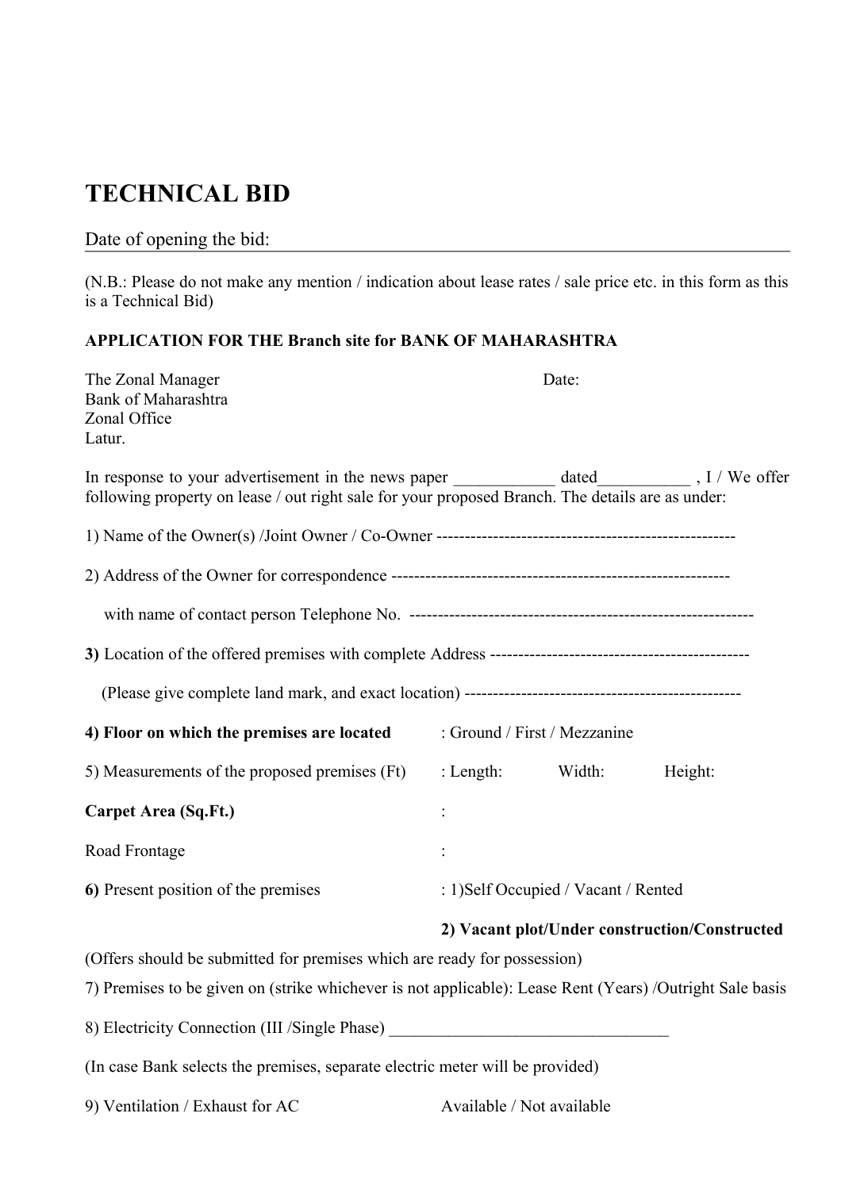# TECHNICAL BID

Date of opening the bid: ____________________________________________

(N.B.: Please do not make any mention / indication about lease rates / sale price etc. in this form as this is a Technical Bid)

**APPLICATION FOR THE Branch site for BANK OF MAHARASHTRA**

The Zonal Manager  
Bank of Maharashtra  
Zonal Office  
Latur.

Date:

In response to your advertisement in the news paper ____________ dated___________ , I / We offer following property on lease / out right sale for your proposed Branch. The details are as under:

1) Name of the Owner(s) /Joint Owner / Co-Owner -----------------------------------------------------

2) Address of the Owner for correspondence ------------------------------------------------------------

with name of contact person Telephone No. -------------------------------------------------------------

**3)** Location of the offered premises with complete Address ----------------------------------------------

(Please give complete land mark, and exact location) -------------------------------------------------

**4) Floor on which the premises are located** : Ground / First / Mezzanine

5) Measurements of the proposed premises (Ft) : Length: Width: Height:

**Carpet Area (Sq.Ft.)** :

Road Frontage :

**6)** Present position of the premises : 1)Self Occupied / Vacant / Rented

**2) Vacant plot/Under construction/Constructed**

(Offers should be submitted for premises which are ready for possession)

7) Premises to be given on (strike whichever is not applicable): Lease Rent (Years) /Outright Sale basis

8) Electricity Connection (III /Single Phase) _________________________________

(In case Bank selects the premises, separate electric meter will be provided)

9) Ventilation / Exhaust for AC Available / Not available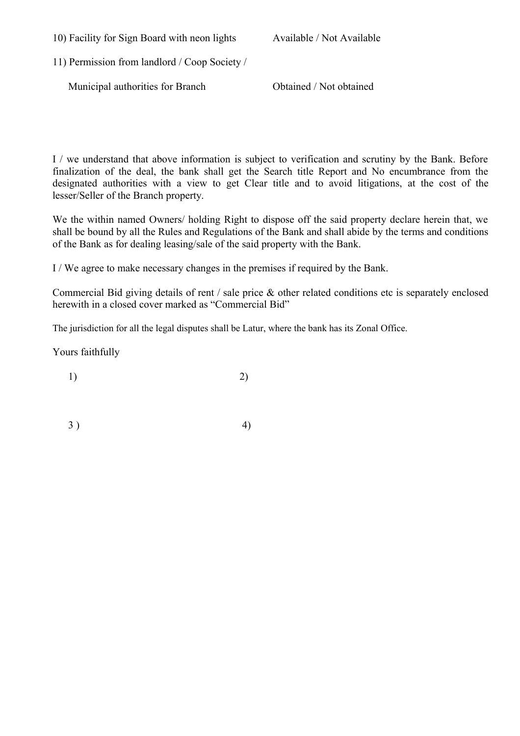10) Facility for Sign Board with neon lights Available / Not Available

11) Permission from landlord / Coop Society /

Municipal authorities for Branch Obtained / Not obtained

I / we understand that above information is subject to verification and scrutiny by the Bank. Before finalization of the deal, the bank shall get the Search title Report and No encumbrance from the designated authorities with a view to get Clear title and to avoid litigations, at the cost of the lesser/Seller of the Branch property.

We the within named Owners/ holding Right to dispose off the said property declare herein that, we shall be bound by all the Rules and Regulations of the Bank and shall abide by the terms and conditions of the Bank as for dealing leasing/sale of the said property with the Bank.

I / We agree to make necessary changes in the premises if required by the Bank.

Commercial Bid giving details of rent / sale price & other related conditions etc is separately enclosed herewith in a closed cover marked as "Commercial Bid"

The jurisdiction for all the legal disputes shall be Latur, where the bank has its Zonal Office.

Yours faithfully

1) 2)

3 ) 4)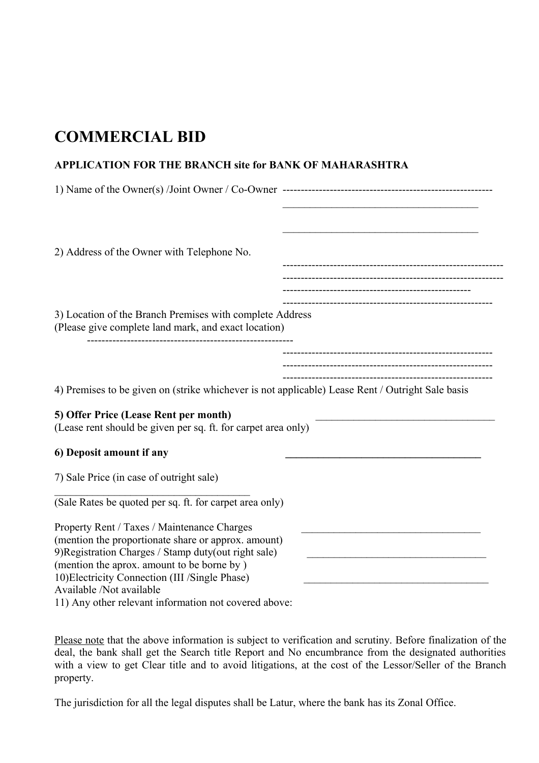# COMMERCIAL BID

**APPLICATION FOR THE BRANCH site for BANK OF MAHARASHTRA**

1) Name of the Owner(s) /Joint Owner / Co-Owner ----------------------------------------------------------

_____________________________________

_____________________________________

2) Address of the Owner with Telephone No.

-------------------------------------------------------------

-------------------------------------------------------------

----------------------------------------------------

----------------------------------------------------------

3) Location of the Branch Premises with complete Address
(Please give complete land mark, and exact location)

---------------------------------------------------------

----------------------------------------------------------

----------------------------------------------------------

----------------------------------------------------------

4) Premises to be given on (strike whichever is not applicable) Lease Rent / Outright Sale basis

**5) Offer Price (Lease Rent per month)** ____________________________________
(Lease rent should be given per sq. ft. for carpet area only)

**6) Deposit amount if any** ________________________________________

7) Sale Price (in case of outright sale)
________________________________________
(Sale Rates be quoted per sq. ft. for carpet area only)

Property Rent / Taxes / Maintenance Charges ____________________________________
(mention the proportionate share or approx. amount)
9)Registration Charges / Stamp duty(out right sale) ____________________________________
(mention the aprox. amount to be borne by )
10)Electricity Connection (III /Single Phase) ____________________________________
Available /Not available
11) Any other relevant information not covered above:

Please note that the above information is subject to verification and scrutiny. Before finalization of the deal, the bank shall get the Search title Report and No encumbrance from the designated authorities with a view to get Clear title and to avoid litigations, at the cost of the Lessor/Seller of the Branch property.

The jurisdiction for all the legal disputes shall be Latur, where the bank has its Zonal Office.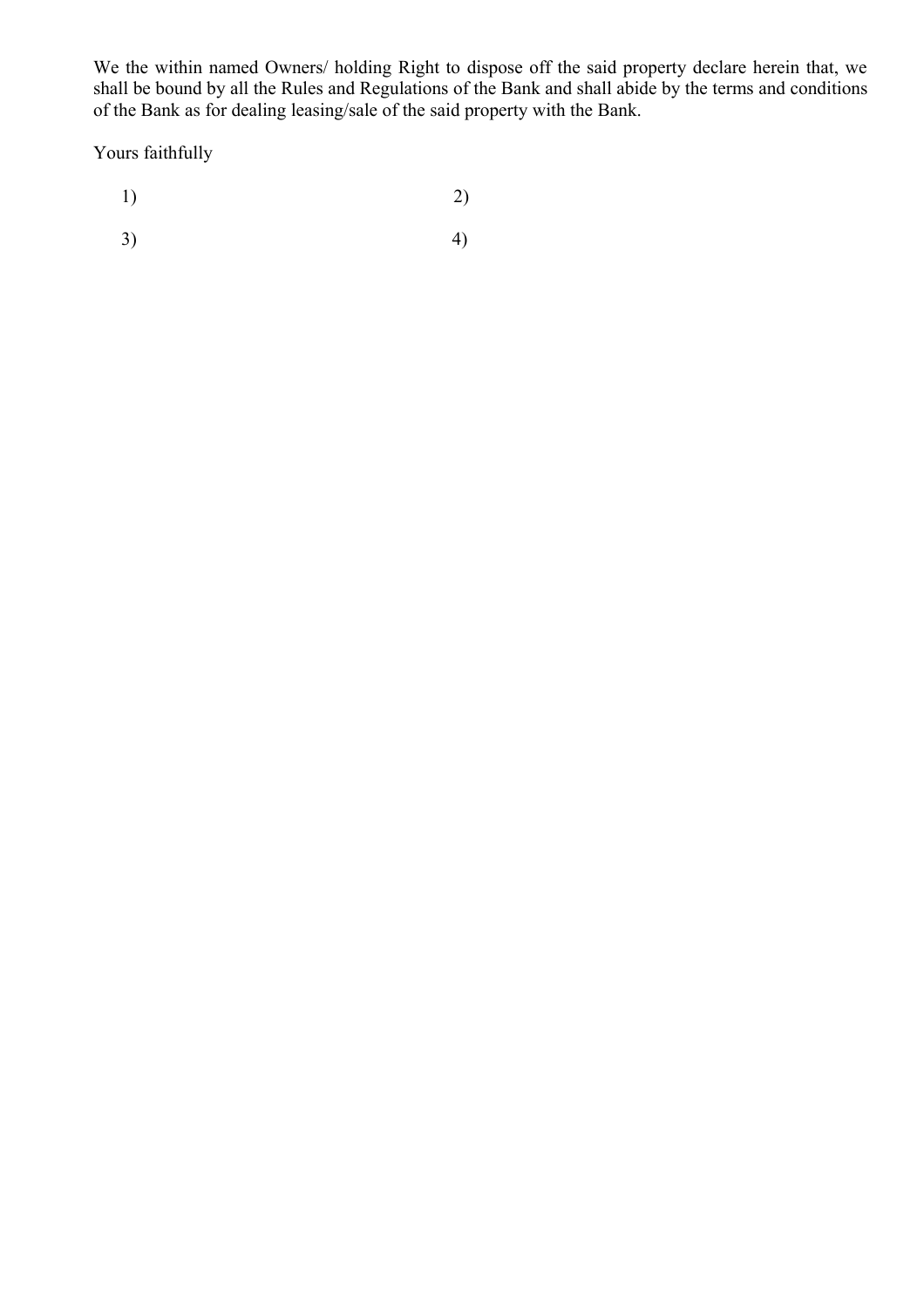We the within named Owners/ holding Right to dispose off the said property declare herein that, we shall be bound by all the Rules and Regulations of the Bank and shall abide by the terms and conditions of the Bank as for dealing leasing/sale of the said property with the Bank.

Yours faithfully

| | |
|---|---|
| 1) | 2) |
| 3) | 4) |